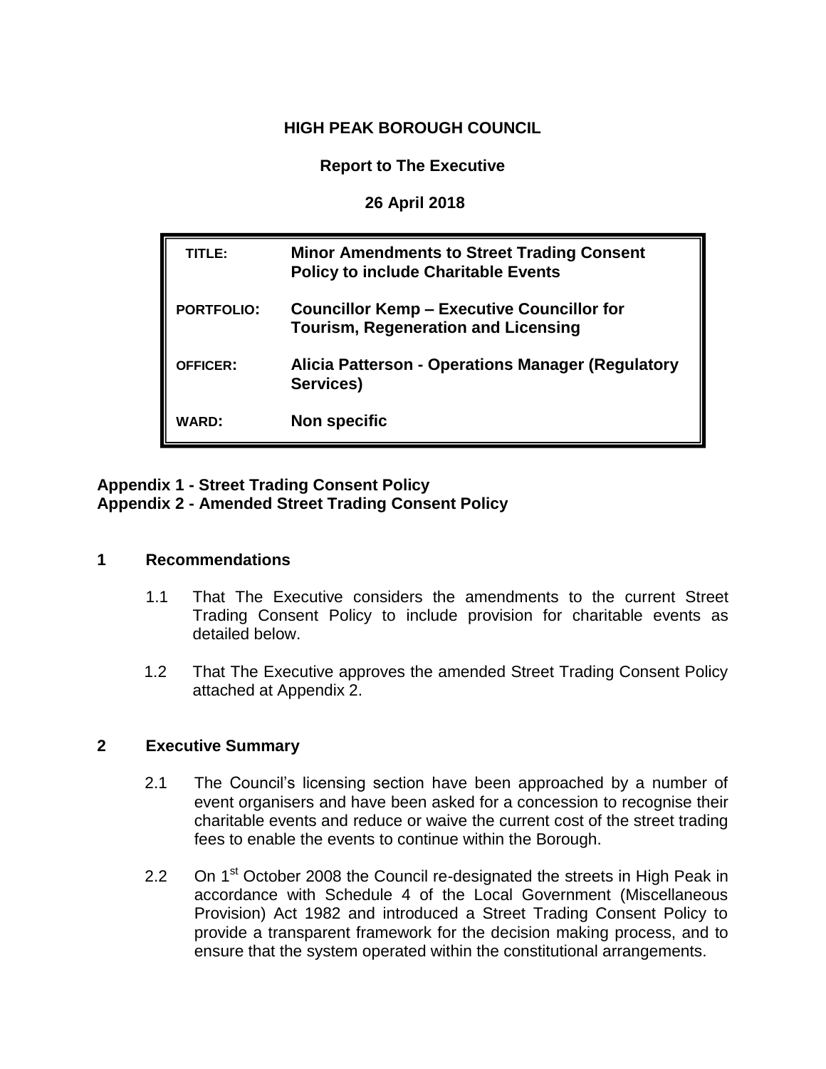**HIGH PEAK BOROUGH COUNCIL**

**Report to The Executive**

**26 April 2018**

| | |
|---|---|
| **TITLE:** | **Minor Amendments to Street Trading Consent Policy to include Charitable Events** |
| **PORTFOLIO:** | **Councillor Kemp – Executive Councillor for Tourism, Regeneration and Licensing** |
| **OFFICER:** | **Alicia Patterson - Operations Manager (Regulatory Services)** |
| **WARD:** | **Non specific** |

**Appendix 1 - Street Trading Consent Policy**
**Appendix 2 - Amended Street Trading Consent Policy**

## 1 Recommendations

1.1 That The Executive considers the amendments to the current Street Trading Consent Policy to include provision for charitable events as detailed below.

1.2 That The Executive approves the amended Street Trading Consent Policy attached at Appendix 2.

## 2 Executive Summary

2.1 The Council's licensing section have been approached by a number of event organisers and have been asked for a concession to recognise their charitable events and reduce or waive the current cost of the street trading fees to enable the events to continue within the Borough.

2.2 On 1st October 2008 the Council re-designated the streets in High Peak in accordance with Schedule 4 of the Local Government (Miscellaneous Provision) Act 1982 and introduced a Street Trading Consent Policy to provide a transparent framework for the decision making process, and to ensure that the system operated within the constitutional arrangements.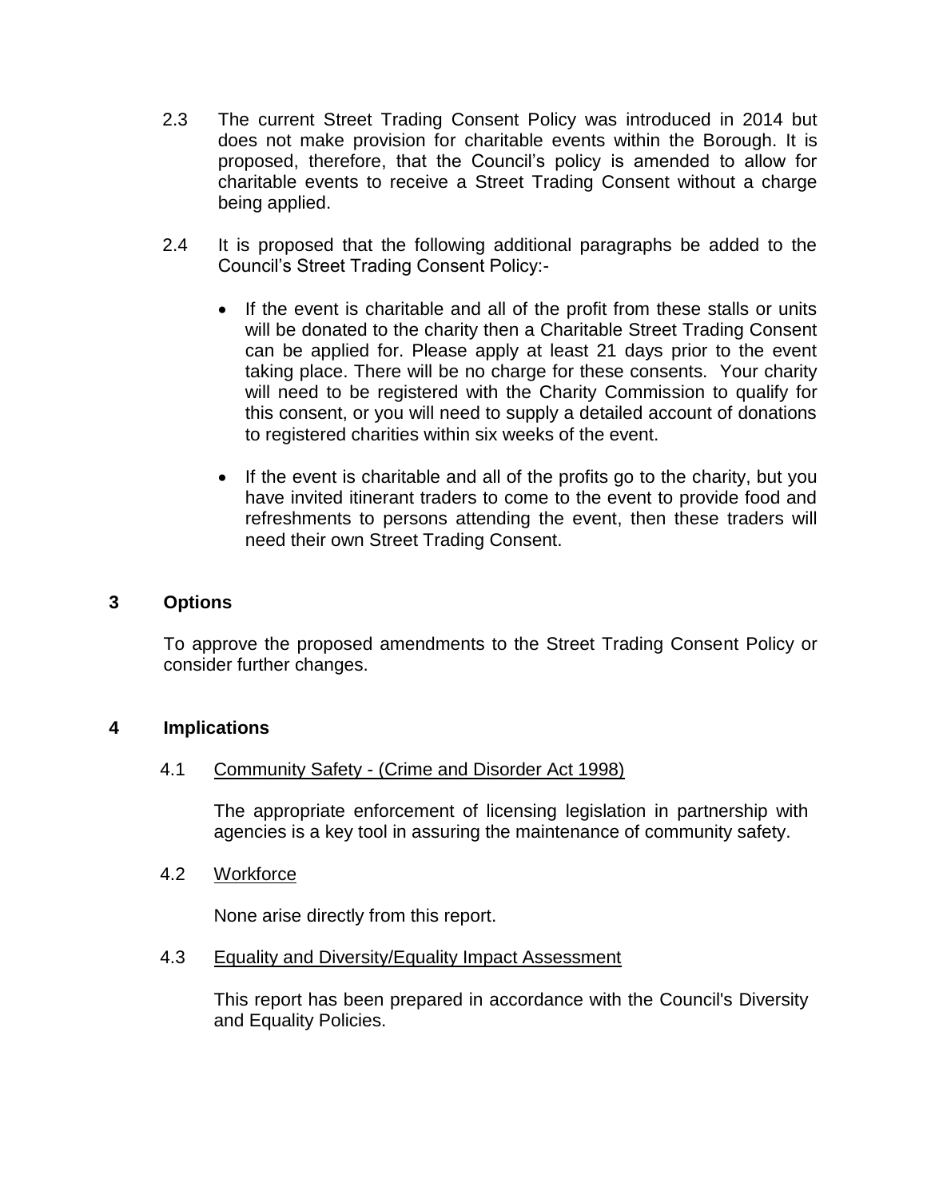2.3 The current Street Trading Consent Policy was introduced in 2014 but does not make provision for charitable events within the Borough. It is proposed, therefore, that the Council's policy is amended to allow for charitable events to receive a Street Trading Consent without a charge being applied.

2.4 It is proposed that the following additional paragraphs be added to the Council's Street Trading Consent Policy:-

- If the event is charitable and all of the profit from these stalls or units will be donated to the charity then a Charitable Street Trading Consent can be applied for. Please apply at least 21 days prior to the event taking place. There will be no charge for these consents. Your charity will need to be registered with the Charity Commission to qualify for this consent, or you will need to supply a detailed account of donations to registered charities within six weeks of the event.

- If the event is charitable and all of the profits go to the charity, but you have invited itinerant traders to come to the event to provide food and refreshments to persons attending the event, then these traders will need their own Street Trading Consent.

## 3 Options

To approve the proposed amendments to the Street Trading Consent Policy or consider further changes.

## 4 Implications

### 4.1 Community Safety - (Crime and Disorder Act 1998)

The appropriate enforcement of licensing legislation in partnership with agencies is a key tool in assuring the maintenance of community safety.

### 4.2 Workforce

None arise directly from this report.

### 4.3 Equality and Diversity/Equality Impact Assessment

This report has been prepared in accordance with the Council's Diversity and Equality Policies.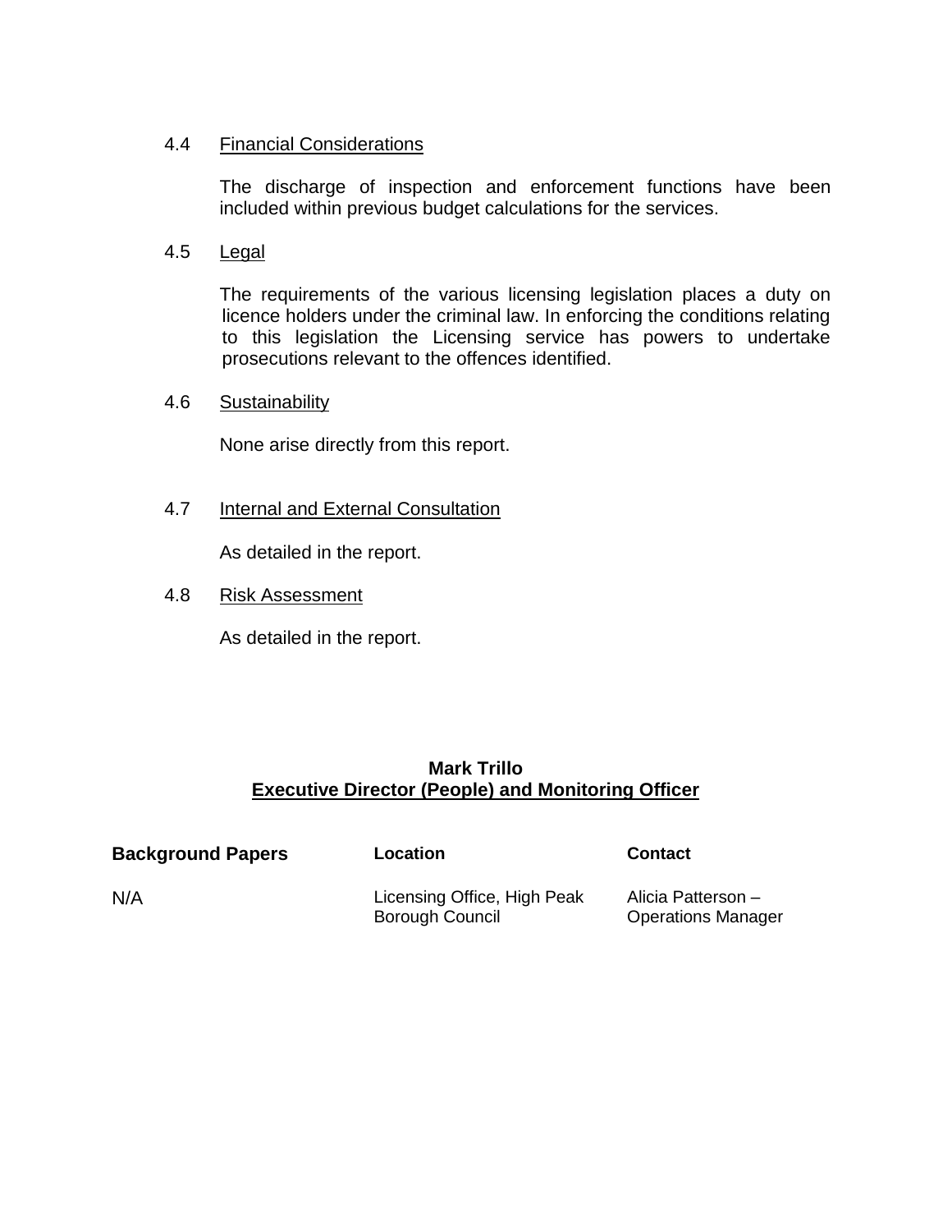4.4 Financial Considerations

The discharge of inspection and enforcement functions have been included within previous budget calculations for the services.

4.5 Legal

The requirements of the various licensing legislation places a duty on licence holders under the criminal law. In enforcing the conditions relating to this legislation the Licensing service has powers to undertake prosecutions relevant to the offences identified.

4.6 Sustainability

None arise directly from this report.

4.7 Internal and External Consultation

As detailed in the report.

4.8 Risk Assessment

As detailed in the report.

**Mark Trillo**
**Executive Director (People) and Monitoring Officer**

| Background Papers | Location | Contact |
|---|---|---|
| N/A | Licensing Office, High Peak Borough Council | Alicia Patterson – Operations Manager |